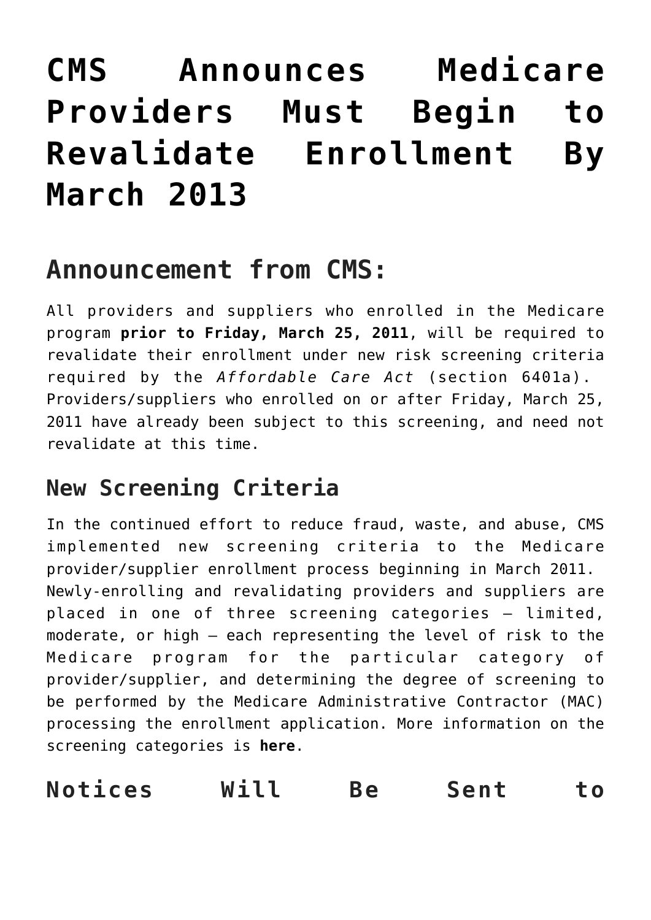# CMS Announces Medicare Providers Must Begin to Revalidate Enrollment By March 2013

## Announcement from CMS:

All providers and suppliers who enrolled in the Medicare program **prior to Friday, March 25, 2011**, will be required to revalidate their enrollment under new risk screening criteria required by the *Affordable Care Act* (section 6401a). Providers/suppliers who enrolled on or after Friday, March 25, 2011 have already been subject to this screening, and need not revalidate at this time.

### New Screening Criteria

In the continued effort to reduce fraud, waste, and abuse, CMS implemented new screening criteria to the Medicare provider/supplier enrollment process beginning in March 2011. Newly-enrolling and revalidating providers and suppliers are placed in one of three screening categories – limited, moderate, or high – each representing the level of risk to the Medicare program for the particular category of provider/supplier, and determining the degree of screening to be performed by the Medicare Administrative Contractor (MAC) processing the enrollment application. More information on the screening categories is **here**.

### Notices Will Be Sent to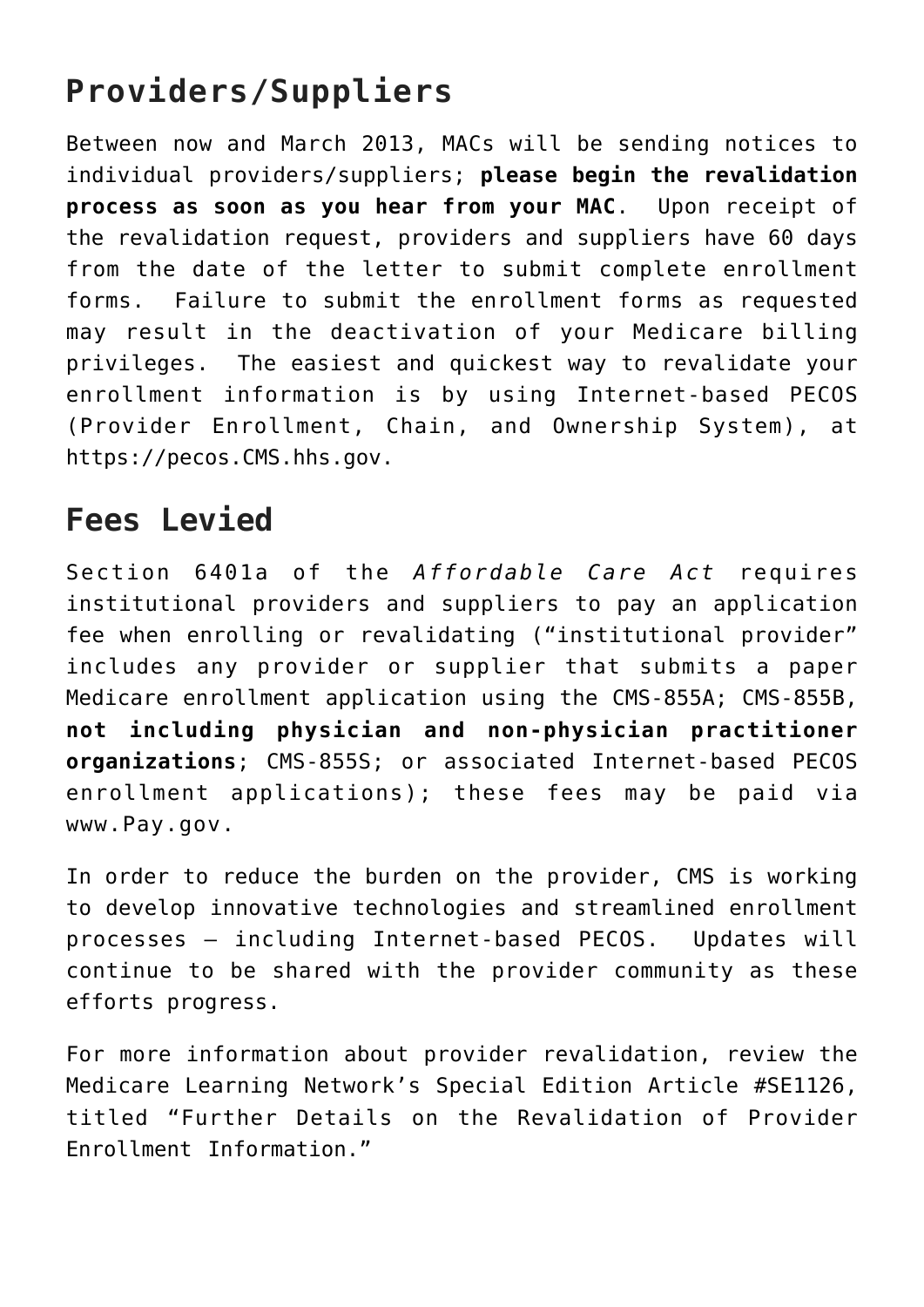## Providers/Suppliers

Between now and March 2013, MACs will be sending notices to individual providers/suppliers; **please begin the revalidation process as soon as you hear from your MAC**.  Upon receipt of the revalidation request, providers and suppliers have 60 days from the date of the letter to submit complete enrollment forms.  Failure to submit the enrollment forms as requested may result in the deactivation of your Medicare billing privileges.  The easiest and quickest way to revalidate your enrollment information is by using Internet-based PECOS (Provider Enrollment, Chain, and Ownership System), at https://pecos.CMS.hhs.gov.

## Fees Levied

Section 6401a of the *Affordable Care Act* requires institutional providers and suppliers to pay an application fee when enrolling or revalidating ("institutional provider" includes any provider or supplier that submits a paper Medicare enrollment application using the CMS-855A; CMS-855B, **not including physician and non-physician practitioner organizations**; CMS-855S; or associated Internet-based PECOS enrollment applications); these fees may be paid via www.Pay.gov.

In order to reduce the burden on the provider, CMS is working to develop innovative technologies and streamlined enrollment processes – including Internet-based PECOS.  Updates will continue to be shared with the provider community as these efforts progress.

For more information about provider revalidation, review the Medicare Learning Network's Special Edition Article #SE1126, titled "Further Details on the Revalidation of Provider Enrollment Information."